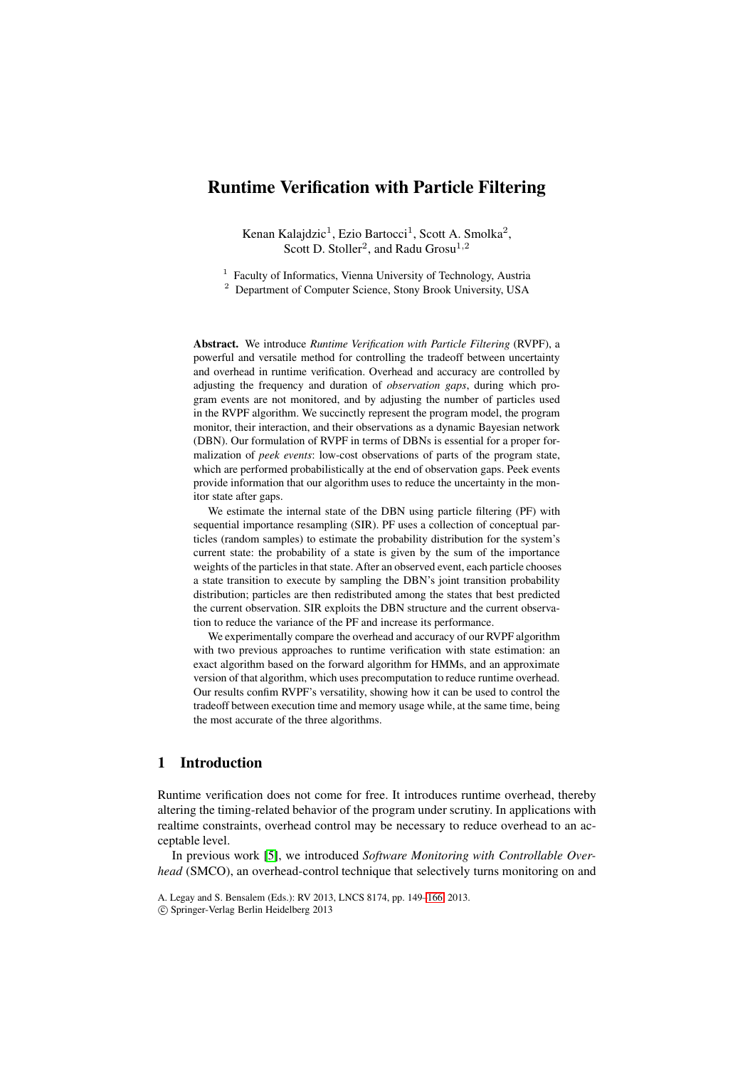# Runtime Verification with Particle Filtering

Kenan Kalajdzic[1], Ezio Bartocci[1], Scott A. Smolka[2], Scott D. Stoller[2], and Radu Grosu[1,2]

[1] Faculty of Informatics, Vienna University of Technology, Austria
[2] Department of Computer Science, Stony Brook University, USA

**Abstract.** We introduce *Runtime Verification with Particle Filtering* (RVPF), a powerful and versatile method for controlling the tradeoff between uncertainty and overhead in runtime verification. Overhead and accuracy are controlled by adjusting the frequency and duration of *observation gaps*, during which program events are not monitored, and by adjusting the number of particles used in the RVPF algorithm. We succinctly represent the program model, the program monitor, their interaction, and their observations as a dynamic Bayesian network (DBN). Our formulation of RVPF in terms of DBNs is essential for a proper formalization of *peek events*: low-cost observations of parts of the program state, which are performed probabilistically at the end of observation gaps. Peek events provide information that our algorithm uses to reduce the uncertainty in the monitor state after gaps.

We estimate the internal state of the DBN using particle filtering (PF) with sequential importance resampling (SIR). PF uses a collection of conceptual particles (random samples) to estimate the probability distribution for the system's current state: the probability of a state is given by the sum of the importance weights of the particles in that state. After an observed event, each particle chooses a state transition to execute by sampling the DBN's joint transition probability distribution; particles are then redistributed among the states that best predicted the current observation. SIR exploits the DBN structure and the current observation to reduce the variance of the PF and increase its performance.

We experimentally compare the overhead and accuracy of our RVPF algorithm with two previous approaches to runtime verification with state estimation: an exact algorithm based on the forward algorithm for HMMs, and an approximate version of that algorithm, which uses precomputation to reduce runtime overhead. Our results confim RVPF's versatility, showing how it can be used to control the tradeoff between execution time and memory usage while, at the same time, being the most accurate of the three algorithms.

## 1 Introduction

Runtime verification does not come for free. It introduces runtime overhead, thereby altering the timing-related behavior of the program under scrutiny. In applications with realtime constraints, overhead control may be necessary to reduce overhead to an acceptable level.

In previous work [5], we introduced *Software Monitoring with Controllable Overhead* (SMCO), an overhead-control technique that selectively turns monitoring on and

A. Legay and S. Bensalem (Eds.): RV 2013, LNCS 8174, pp. 149–166, 2013.
© Springer-Verlag Berlin Heidelberg 2013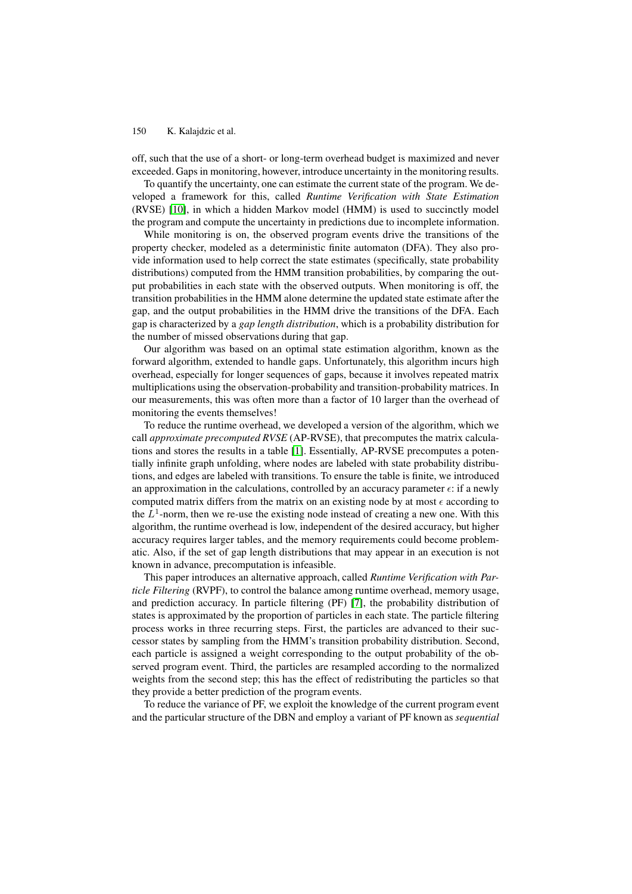off, such that the use of a short- or long-term overhead budget is maximized and never exceeded. Gaps in monitoring, however, introduce uncertainty in the monitoring results.

To quantify the uncertainty, one can estimate the current state of the program. We developed a framework for this, called *Runtime Verification with State Estimation* (RVSE) [10], in which a hidden Markov model (HMM) is used to succinctly model the program and compute the uncertainty in predictions due to incomplete information.

While monitoring is on, the observed program events drive the transitions of the property checker, modeled as a deterministic finite automaton (DFA). They also provide information used to help correct the state estimates (specifically, state probability distributions) computed from the HMM transition probabilities, by comparing the output probabilities in each state with the observed outputs. When monitoring is off, the transition probabilities in the HMM alone determine the updated state estimate after the gap, and the output probabilities in the HMM drive the transitions of the DFA. Each gap is characterized by a *gap length distribution*, which is a probability distribution for the number of missed observations during that gap.

Our algorithm was based on an optimal state estimation algorithm, known as the forward algorithm, extended to handle gaps. Unfortunately, this algorithm incurs high overhead, especially for longer sequences of gaps, because it involves repeated matrix multiplications using the observation-probability and transition-probability matrices. In our measurements, this was often more than a factor of 10 larger than the overhead of monitoring the events themselves!

To reduce the runtime overhead, we developed a version of the algorithm, which we call *approximate precomputed RVSE* (AP-RVSE), that precomputes the matrix calculations and stores the results in a table [1]. Essentially, AP-RVSE precomputes a potentially infinite graph unfolding, where nodes are labeled with state probability distributions, and edges are labeled with transitions. To ensure the table is finite, we introduced an approximation in the calculations, controlled by an accuracy parameter $\epsilon$: if a newly computed matrix differs from the matrix on an existing node by at most $\epsilon$ according to the $L^1$-norm, then we re-use the existing node instead of creating a new one. With this algorithm, the runtime overhead is low, independent of the desired accuracy, but higher accuracy requires larger tables, and the memory requirements could become problematic. Also, if the set of gap length distributions that may appear in an execution is not known in advance, precomputation is infeasible.

This paper introduces an alternative approach, called *Runtime Verification with Particle Filtering* (RVPF), to control the balance among runtime overhead, memory usage, and prediction accuracy. In particle filtering (PF) [7], the probability distribution of states is approximated by the proportion of particles in each state. The particle filtering process works in three recurring steps. First, the particles are advanced to their successor states by sampling from the HMM's transition probability distribution. Second, each particle is assigned a weight corresponding to the output probability of the observed program event. Third, the particles are resampled according to the normalized weights from the second step; this has the effect of redistributing the particles so that they provide a better prediction of the program events.

To reduce the variance of PF, we exploit the knowledge of the current program event and the particular structure of the DBN and employ a variant of PF known as *sequential*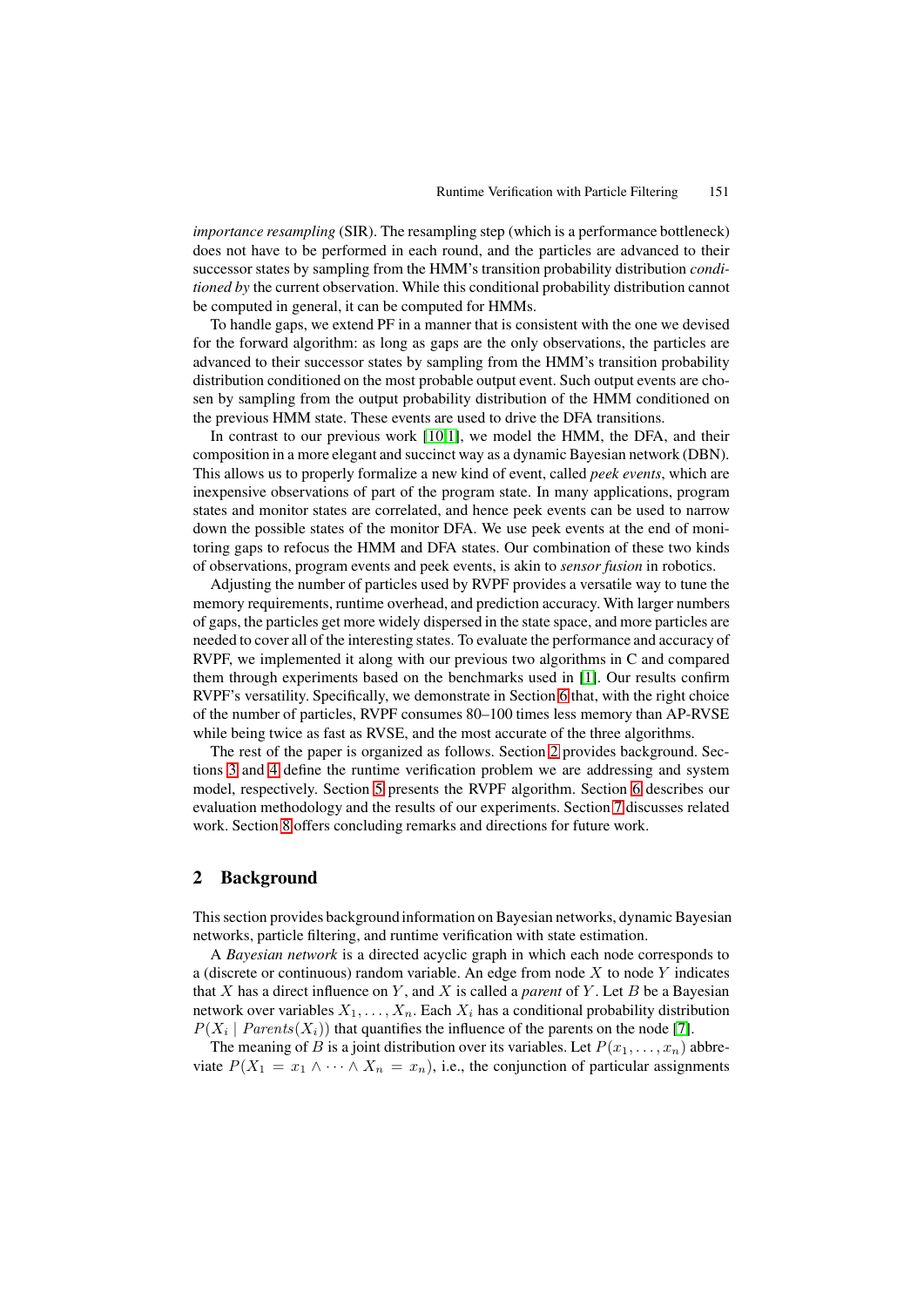*importance resampling* (SIR). The resampling step (which is a performance bottleneck) does not have to be performed in each round, and the particles are advanced to their successor states by sampling from the HMM's transition probability distribution *conditioned by* the current observation. While this conditional probability distribution cannot be computed in general, it can be computed for HMMs.

To handle gaps, we extend PF in a manner that is consistent with the one we devised for the forward algorithm: as long as gaps are the only observations, the particles are advanced to their successor states by sampling from the HMM's transition probability distribution conditioned on the most probable output event. Such output events are chosen by sampling from the output probability distribution of the HMM conditioned on the previous HMM state. These events are used to drive the DFA transitions.

In contrast to our previous work [10,1], we model the HMM, the DFA, and their composition in a more elegant and succinct way as a dynamic Bayesian network (DBN). This allows us to properly formalize a new kind of event, called *peek events*, which are inexpensive observations of part of the program state. In many applications, program states and monitor states are correlated, and hence peek events can be used to narrow down the possible states of the monitor DFA. We use peek events at the end of monitoring gaps to refocus the HMM and DFA states. Our combination of these two kinds of observations, program events and peek events, is akin to *sensor fusion* in robotics.

Adjusting the number of particles used by RVPF provides a versatile way to tune the memory requirements, runtime overhead, and prediction accuracy. With larger numbers of gaps, the particles get more widely dispersed in the state space, and more particles are needed to cover all of the interesting states. To evaluate the performance and accuracy of RVPF, we implemented it along with our previous two algorithms in C and compared them through experiments based on the benchmarks used in [1]. Our results confirm RVPF's versatility. Specifically, we demonstrate in Section 6 that, with the right choice of the number of particles, RVPF consumes 80–100 times less memory than AP-RVSE while being twice as fast as RVSE, and the most accurate of the three algorithms.

The rest of the paper is organized as follows. Section 2 provides background. Sections 3 and 4 define the runtime verification problem we are addressing and system model, respectively. Section 5 presents the RVPF algorithm. Section 6 describes our evaluation methodology and the results of our experiments. Section 7 discusses related work. Section 8 offers concluding remarks and directions for future work.

## 2 Background

This section provides background information on Bayesian networks, dynamic Bayesian networks, particle filtering, and runtime verification with state estimation.

A *Bayesian network* is a directed acyclic graph in which each node corresponds to a (discrete or continuous) random variable. An edge from node $X$ to node $Y$ indicates that $X$ has a direct influence on $Y$, and $X$ is called a *parent* of $Y$. Let $B$ be a Bayesian network over variables $X_1, \ldots, X_n$. Each $X_i$ has a conditional probability distribution $P(X_i \mid Parents(X_i))$ that quantifies the influence of the parents on the node [7].

The meaning of $B$ is a joint distribution over its variables. Let $P(x_1, \ldots, x_n)$ abbreviate $P(X_1 = x_1 \wedge \cdots \wedge X_n = x_n)$, i.e., the conjunction of particular assignments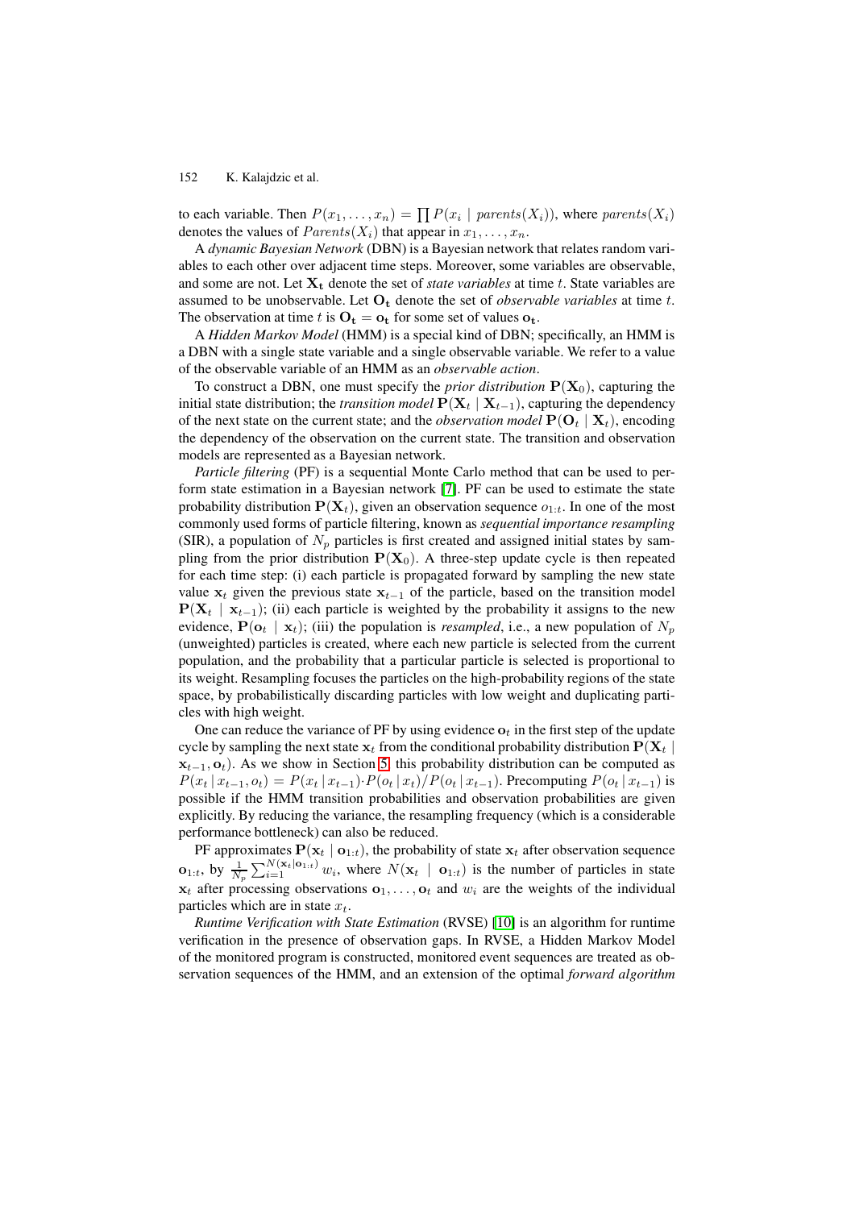to each variable. Then $P(x_1, \ldots, x_n) = \prod P(x_i \mid parents(X_i))$, where $parents(X_i)$ denotes the values of $Parents(X_i)$ that appear in $x_1, \ldots, x_n$.

A *dynamic Bayesian Network* (DBN) is a Bayesian network that relates random variables to each other over adjacent time steps. Moreover, some variables are observable, and some are not. Let $\mathbf{X_t}$ denote the set of *state variables* at time $t$. State variables are assumed to be unobservable. Let $\mathbf{O_t}$ denote the set of *observable variables* at time $t$. The observation at time $t$ is $\mathbf{O_t} = \mathbf{o_t}$ for some set of values $\mathbf{o_t}$.

A *Hidden Markov Model* (HMM) is a special kind of DBN; specifically, an HMM is a DBN with a single state variable and a single observable variable. We refer to a value of the observable variable of an HMM as an *observable action*.

To construct a DBN, one must specify the *prior distribution* $\mathbf{P}(\mathbf{X}_0)$, capturing the initial state distribution; the *transition model* $\mathbf{P}(\mathbf{X}_t \mid \mathbf{X}_{t-1})$, capturing the dependency of the next state on the current state; and the *observation model* $\mathbf{P}(\mathbf{O}_t \mid \mathbf{X}_t)$, encoding the dependency of the observation on the current state. The transition and observation models are represented as a Bayesian network.

*Particle filtering* (PF) is a sequential Monte Carlo method that can be used to perform state estimation in a Bayesian network [7]. PF can be used to estimate the state probability distribution $\mathbf{P}(\mathbf{X}_t)$, given an observation sequence $o_{1:t}$. In one of the most commonly used forms of particle filtering, known as *sequential importance resampling* (SIR), a population of $N_p$ particles is first created and assigned initial states by sampling from the prior distribution $\mathbf{P}(\mathbf{X}_0)$. A three-step update cycle is then repeated for each time step: (i) each particle is propagated forward by sampling the new state value $\mathbf{x}_t$ given the previous state $\mathbf{x}_{t-1}$ of the particle, based on the transition model $\mathbf{P}(\mathbf{X}_t \mid \mathbf{x}_{t-1})$; (ii) each particle is weighted by the probability it assigns to the new evidence, $\mathbf{P}(\mathbf{o}_t \mid \mathbf{x}_t)$; (iii) the population is *resampled*, i.e., a new population of $N_p$ (unweighted) particles is created, where each new particle is selected from the current population, and the probability that a particular particle is selected is proportional to its weight. Resampling focuses the particles on the high-probability regions of the state space, by probabilistically discarding particles with low weight and duplicating particles with high weight.

One can reduce the variance of PF by using evidence $\mathbf{o}_t$ in the first step of the update cycle by sampling the next state $\mathbf{x}_t$ from the conditional probability distribution $\mathbf{P}(\mathbf{X}_t \mid \mathbf{x}_{t-1}, \mathbf{o}_t)$. As we show in Section 5, this probability distribution can be computed as $P(x_t \mid x_{t-1}, o_t) = P(x_t \mid x_{t-1}) \cdot P(o_t \mid x_t) / P(o_t \mid x_{t-1})$. Precomputing $P(o_t \mid x_{t-1})$ is possible if the HMM transition probabilities and observation probabilities are given explicitly. By reducing the variance, the resampling frequency (which is a considerable performance bottleneck) can also be reduced.

PF approximates $\mathbf{P}(\mathbf{x}_t \mid \mathbf{o}_{1:t})$, the probability of state $\mathbf{x}_t$ after observation sequence $\mathbf{o}_{1:t}$, by $\frac{1}{N_p} \sum_{i=1}^{N(\mathbf{x}_t \mid \mathbf{o}_{1:t})} w_i$, where $N(\mathbf{x}_t \mid \mathbf{o}_{1:t})$ is the number of particles in state $\mathbf{x}_t$ after processing observations $\mathbf{o}_1, \ldots, \mathbf{o}_t$ and $w_i$ are the weights of the individual particles which are in state $x_t$.

*Runtime Verification with State Estimation* (RVSE) [10] is an algorithm for runtime verification in the presence of observation gaps. In RVSE, a Hidden Markov Model of the monitored program is constructed, monitored event sequences are treated as observation sequences of the HMM, and an extension of the optimal *forward algorithm*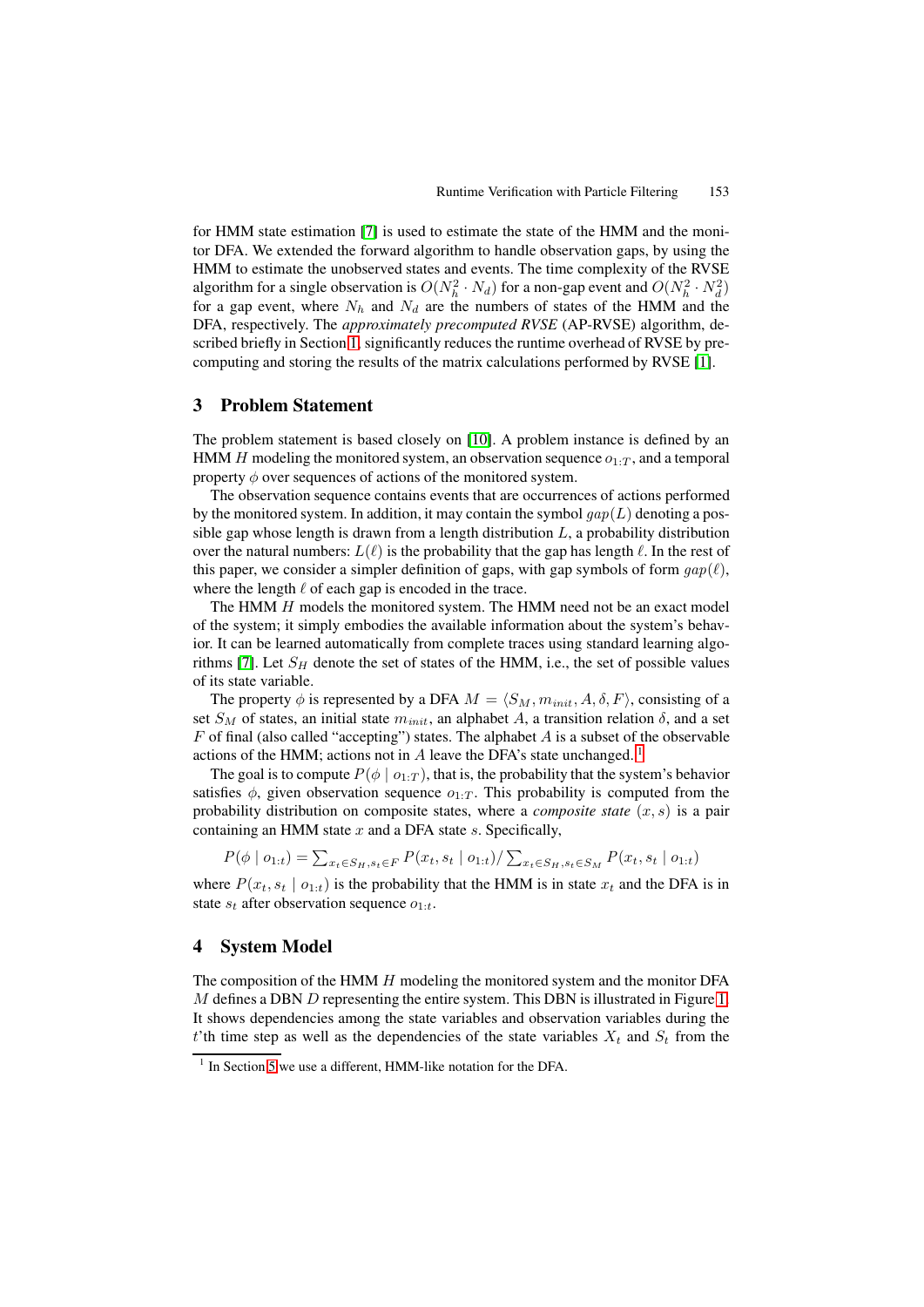for HMM state estimation [7] is used to estimate the state of the HMM and the monitor DFA. We extended the forward algorithm to handle observation gaps, by using the HMM to estimate the unobserved states and events. The time complexity of the RVSE algorithm for a single observation is $O(N_h^2 \cdot N_d)$ for a non-gap event and $O(N_h^2 \cdot N_d^2)$ for a gap event, where $N_h$ and $N_d$ are the numbers of states of the HMM and the DFA, respectively. The *approximately precomputed RVSE* (AP-RVSE) algorithm, described briefly in Section 1, significantly reduces the runtime overhead of RVSE by precomputing and storing the results of the matrix calculations performed by RVSE [1].

## 3 Problem Statement

The problem statement is based closely on [10]. A problem instance is defined by an HMM $H$ modeling the monitored system, an observation sequence $o_{1:T}$, and a temporal property $\phi$ over sequences of actions of the monitored system.

The observation sequence contains events that are occurrences of actions performed by the monitored system. In addition, it may contain the symbol $gap(L)$ denoting a possible gap whose length is drawn from a length distribution $L$, a probability distribution over the natural numbers: $L(\ell)$ is the probability that the gap has length $\ell$. In the rest of this paper, we consider a simpler definition of gaps, with gap symbols of form $gap(\ell)$, where the length $\ell$ of each gap is encoded in the trace.

The HMM $H$ models the monitored system. The HMM need not be an exact model of the system; it simply embodies the available information about the system's behavior. It can be learned automatically from complete traces using standard learning algorithms [7]. Let $S_H$ denote the set of states of the HMM, i.e., the set of possible values of its state variable.

The property $\phi$ is represented by a DFA $M = \langle S_M, m_{init}, A, \delta, F \rangle$, consisting of a set $S_M$ of states, an initial state $m_{init}$, an alphabet $A$, a transition relation $\delta$, and a set $F$ of final (also called "accepting") states. The alphabet $A$ is a subset of the observable actions of the HMM; actions not in $A$ leave the DFA's state unchanged.[1]

The goal is to compute $P(\phi \mid o_{1:T})$, that is, the probability that the system's behavior satisfies $\phi$, given observation sequence $o_{1:T}$. This probability is computed from the probability distribution on composite states, where a *composite state* $(x, s)$ is a pair containing an HMM state $x$ and a DFA state $s$. Specifically,

$$P(\phi \mid o_{1:t}) = \sum_{x_t \in S_H, s_t \in F} P(x_t, s_t \mid o_{1:t}) / \sum_{x_t \in S_H, s_t \in S_M} P(x_t, s_t \mid o_{1:t})$$

where $P(x_t, s_t \mid o_{1:t})$ is the probability that the HMM is in state $x_t$ and the DFA is in state $s_t$ after observation sequence $o_{1:t}$.

## 4 System Model

The composition of the HMM $H$ modeling the monitored system and the monitor DFA $M$ defines a DBN $D$ representing the entire system. This DBN is illustrated in Figure 1. It shows dependencies among the state variables and observation variables during the $t$'th time step as well as the dependencies of the state variables $X_t$ and $S_t$ from the

[1] In Section 5 we use a different, HMM-like notation for the DFA.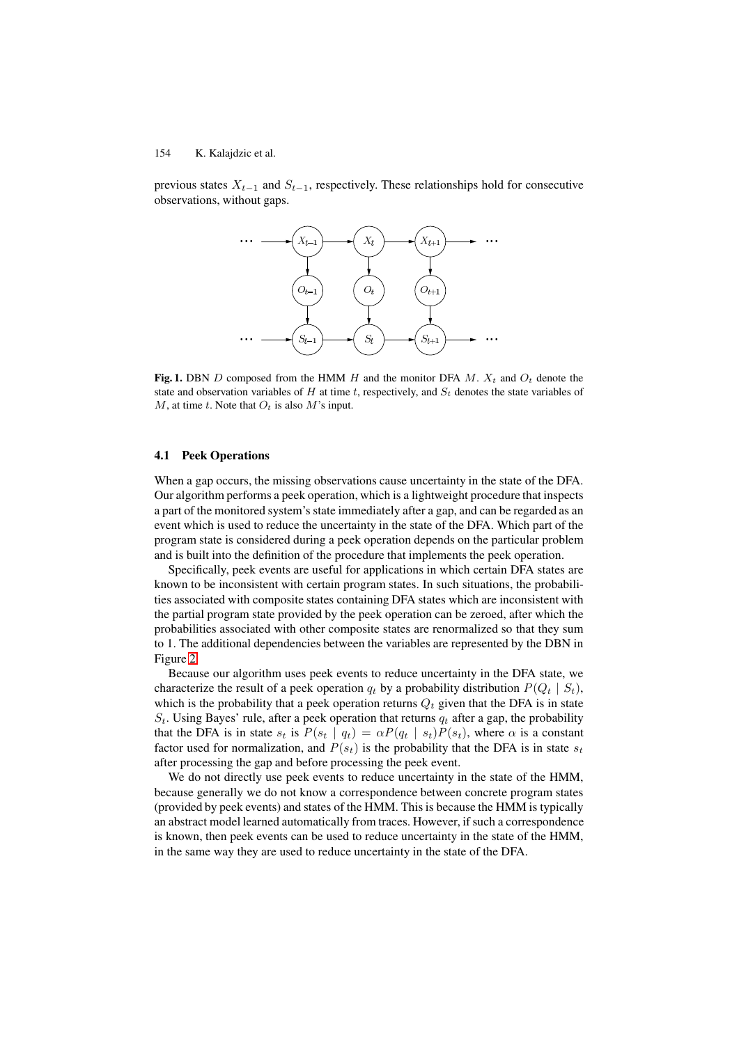previous states $X_{t-1}$ and $S_{t-1}$, respectively. These relationships hold for consecutive observations, without gaps.

**Fig. 1.** DBN $D$ composed from the HMM $H$ and the monitor DFA $M$. $X_t$ and $O_t$ denote the state and observation variables of $H$ at time $t$, respectively, and $S_t$ denotes the state variables of $M$, at time $t$. Note that $O_t$ is also $M$'s input.

### 4.1 Peek Operations

When a gap occurs, the missing observations cause uncertainty in the state of the DFA. Our algorithm performs a peek operation, which is a lightweight procedure that inspects a part of the monitored system's state immediately after a gap, and can be regarded as an event which is used to reduce the uncertainty in the state of the DFA. Which part of the program state is considered during a peek operation depends on the particular problem and is built into the definition of the procedure that implements the peek operation.

Specifically, peek events are useful for applications in which certain DFA states are known to be inconsistent with certain program states. In such situations, the probabilities associated with composite states containing DFA states which are inconsistent with the partial program state provided by the peek operation can be zeroed, after which the probabilities associated with other composite states are renormalized so that they sum to 1. The additional dependencies between the variables are represented by the DBN in Figure 2.

Because our algorithm uses peek events to reduce uncertainty in the DFA state, we characterize the result of a peek operation $q_t$ by a probability distribution $P(Q_t \mid S_t)$, which is the probability that a peek operation returns $Q_t$ given that the DFA is in state $S_t$. Using Bayes' rule, after a peek operation that returns $q_t$ after a gap, the probability that the DFA is in state $s_t$ is $P(s_t \mid q_t) = \alpha P(q_t \mid s_t)P(s_t)$, where $\alpha$ is a constant factor used for normalization, and $P(s_t)$ is the probability that the DFA is in state $s_t$ after processing the gap and before processing the peek event.

We do not directly use peek events to reduce uncertainty in the state of the HMM, because generally we do not know a correspondence between concrete program states (provided by peek events) and states of the HMM. This is because the HMM is typically an abstract model learned automatically from traces. However, if such a correspondence is known, then peek events can be used to reduce uncertainty in the state of the HMM, in the same way they are used to reduce uncertainty in the state of the DFA.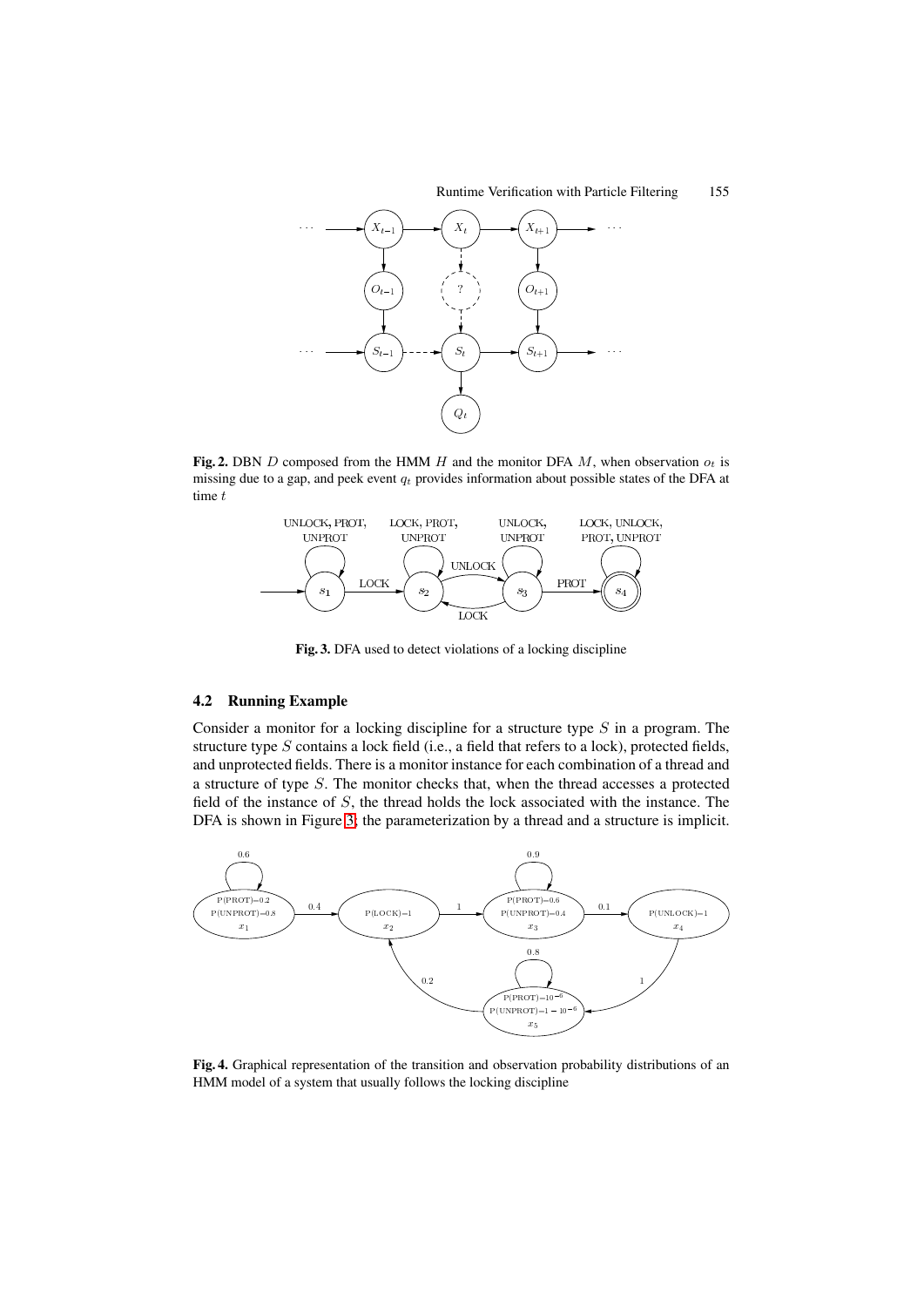**Fig. 2.** DBN $D$ composed from the HMM $H$ and the monitor DFA $M$, when observation $o_t$ is missing due to a gap, and peek event $q_t$ provides information about possible states of the DFA at time $t$

**Fig. 3.** DFA used to detect violations of a locking discipline

### 4.2 Running Example

Consider a monitor for a locking discipline for a structure type $S$ in a program. The structure type $S$ contains a lock field (i.e., a field that refers to a lock), protected fields, and unprotected fields. There is a monitor instance for each combination of a thread and a structure of type $S$. The monitor checks that, when the thread accesses a protected field of the instance of $S$, the thread holds the lock associated with the instance. The DFA is shown in Figure 3; the parameterization by a thread and a structure is implicit.

**Fig. 4.** Graphical representation of the transition and observation probability distributions of an HMM model of a system that usually follows the locking discipline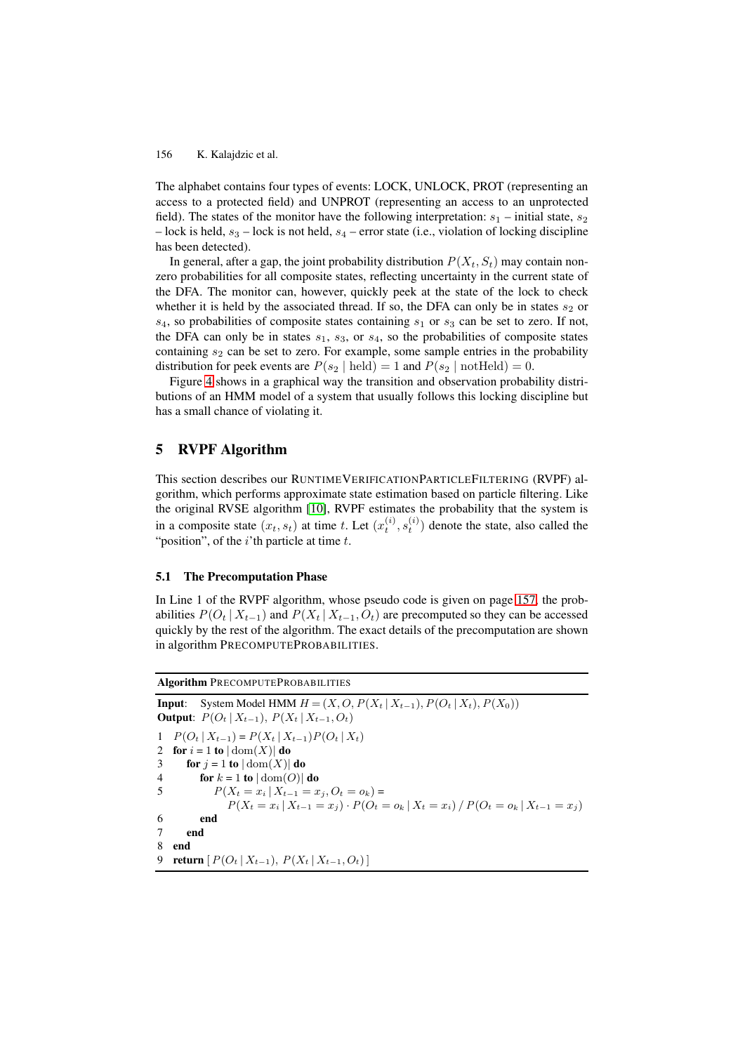The alphabet contains four types of events: LOCK, UNLOCK, PROT (representing an access to a protected field) and UNPROT (representing an access to an unprotected field). The states of the monitor have the following interpretation: $s_1$ – initial state, $s_2$ – lock is held, $s_3$ – lock is not held, $s_4$ – error state (i.e., violation of locking discipline has been detected).

In general, after a gap, the joint probability distribution $P(X_t, S_t)$ may contain non-zero probabilities for all composite states, reflecting uncertainty in the current state of the DFA. The monitor can, however, quickly peek at the state of the lock to check whether it is held by the associated thread. If so, the DFA can only be in states $s_2$ or $s_4$, so probabilities of composite states containing $s_1$ or $s_3$ can be set to zero. If not, the DFA can only be in states $s_1$, $s_3$, or $s_4$, so the probabilities of composite states containing $s_2$ can be set to zero. For example, some sample entries in the probability distribution for peek events are $P(s_2 \mid \text{held}) = 1$ and $P(s_2 \mid \text{notHeld}) = 0$.

Figure 4 shows in a graphical way the transition and observation probability distributions of an HMM model of a system that usually follows this locking discipline but has a small chance of violating it.

## 5 RVPF Algorithm

This section describes our RUNTIMEVERIFICATIONPARTICLEFILTERING (RVPF) algorithm, which performs approximate state estimation based on particle filtering. Like the original RVSE algorithm [10], RVPF estimates the probability that the system is in a composite state $(x_t, s_t)$ at time $t$. Let $(x_t^{(i)}, s_t^{(i)})$ denote the state, also called the "position", of the $i$'th particle at time $t$.

### 5.1 The Precomputation Phase

In Line 1 of the RVPF algorithm, whose pseudo code is given on page 157, the probabilities $P(O_t \mid X_{t-1})$ and $P(X_t \mid X_{t-1}, O_t)$ are precomputed so they can be accessed quickly by the rest of the algorithm. The exact details of the precomputation are shown in algorithm PRECOMPUTEPROBABILITIES.

**Algorithm** PRECOMPUTEPROBABILITIES

**Input**: System Model HMM $H = (X, O, P(X_t \mid X_{t-1}), P(O_t \mid X_t), P(X_0))$
**Output**: $P(O_t \mid X_{t-1})$, $P(X_t \mid X_{t-1}, O_t)$

```
1  P(O_t | X_{t-1}) = P(X_t | X_{t-1}) P(O_t | X_t)
2  for i = 1 to |dom(X)| do
3      for j = 1 to |dom(X)| do
4          for k = 1 to |dom(O)| do
5              P(X_t = x_i | X_{t-1} = x_j, O_t = o_k) =
                   P(X_t = x_i | X_{t-1} = x_j) · P(O_t = o_k | X_t = x_i) / P(O_t = o_k | X_{t-1} = x_j)
6          end
7      end
8  end
9  return [ P(O_t | X_{t-1}), P(X_t | X_{t-1}, O_t) ]
```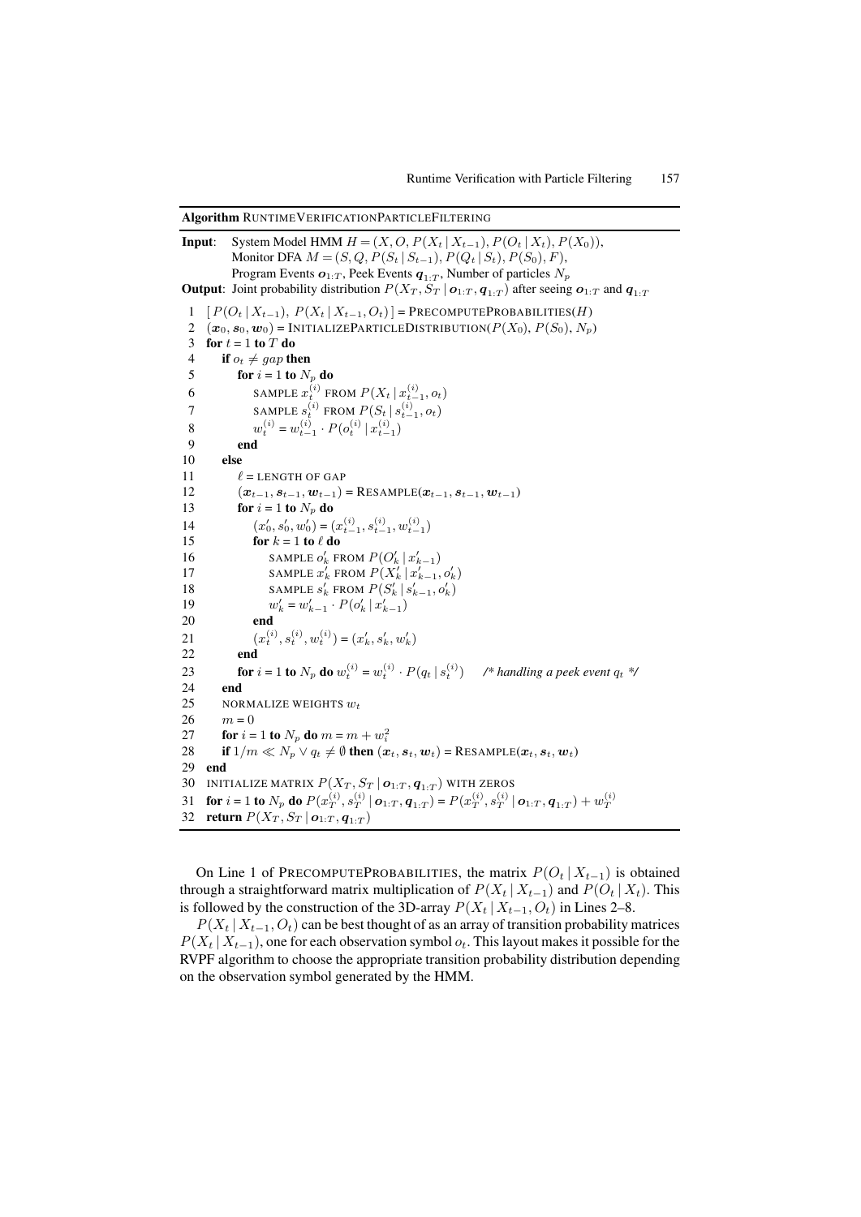**Algorithm** RUNTIMEVERIFICATIONPARTICLEFILTERING

**Input**: System Model HMM $H = (X, O, P(X_t \mid X_{t-1}), P(O_t \mid X_t), P(X_0))$,
Monitor DFA $M = (S, Q, P(S_t \mid S_{t-1}), P(Q_t \mid S_t), P(S_0), F)$,
Program Events $\boldsymbol{o}_{1:T}$, Peek Events $\boldsymbol{q}_{1:T}$, Number of particles $N_p$

**Output**: Joint probability distribution $P(X_T, S_T \mid \boldsymbol{o}_{1:T}, \boldsymbol{q}_{1:T})$ after seeing $\boldsymbol{o}_{1:T}$ and $\boldsymbol{q}_{1:T}$

```
1  [ P(O_t | X_{t-1}), P(X_t | X_{t-1}, O_t) ] = PRECOMPUTEPROBABILITIES(H)
2  (x_0, s_0, w_0) = INITIALIZEPARTICLEDISTRIBUTION(P(X_0), P(S_0), N_p)
3  for t = 1 to T do
4      if o_t ≠ gap then
5          for i = 1 to N_p do
6              SAMPLE x_t^(i) FROM P(X_t | x_{t-1}^(i), o_t)
7              SAMPLE s_t^(i) FROM P(S_t | s_{t-1}^(i), o_t)
8              w_t^(i) = w_{t-1}^(i) · P(o_t^(i) | x_{t-1}^(i))
9          end
10     else
11         ℓ = LENGTH OF GAP
12         (x_{t-1}, s_{t-1}, w_{t-1}) = RESAMPLE(x_{t-1}, s_{t-1}, w_{t-1})
13         for i = 1 to N_p do
14             (x'_0, s'_0, w'_0) = (x_{t-1}^(i), s_{t-1}^(i), w_{t-1}^(i))
15             for k = 1 to ℓ do
16                 SAMPLE o'_k FROM P(O'_k | x'_{k-1})
17                 SAMPLE x'_k FROM P(X'_k | x'_{k-1}, o'_k)
18                 SAMPLE s'_k FROM P(S'_k | s'_{k-1}, o'_k)
19                 w'_k = w'_{k-1} · P(o'_k | x'_{k-1})
20             end
21             (x_t^(i), s_t^(i), w_t^(i)) = (x'_k, s'_k, w'_k)
22         end
23         for i = 1 to N_p do w_t^(i) = w_t^(i) · P(q_t | s_t^(i))    /* handling a peek event q_t */
24     end
25     NORMALIZE WEIGHTS w_t
26     m = 0
27     for i = 1 to N_p do m = m + w_i^2
28     if 1/m ≪ N_p ∨ q_t ≠ ∅ then (x_t, s_t, w_t) = RESAMPLE(x_t, s_t, w_t)
29 end
30 INITIALIZE MATRIX P(X_T, S_T | o_{1:T}, q_{1:T}) WITH ZEROS
31 for i = 1 to N_p do P(x_T^(i), s_T^(i) | o_{1:T}, q_{1:T}) = P(x_T^(i), s_T^(i) | o_{1:T}, q_{1:T}) + w_T^(i)
32 return P(X_T, S_T | o_{1:T}, q_{1:T})
```

On Line 1 of PRECOMPUTEPROBABILITIES, the matrix $P(O_t \mid X_{t-1})$ is obtained through a straightforward matrix multiplication of $P(X_t \mid X_{t-1})$ and $P(O_t \mid X_t)$. This is followed by the construction of the 3D-array $P(X_t \mid X_{t-1}, O_t)$ in Lines 2–8.

$P(X_t \mid X_{t-1}, O_t)$ can be best thought of as an array of transition probability matrices $P(X_t \mid X_{t-1})$, one for each observation symbol $o_t$. This layout makes it possible for the RVPF algorithm to choose the appropriate transition probability distribution depending on the observation symbol generated by the HMM.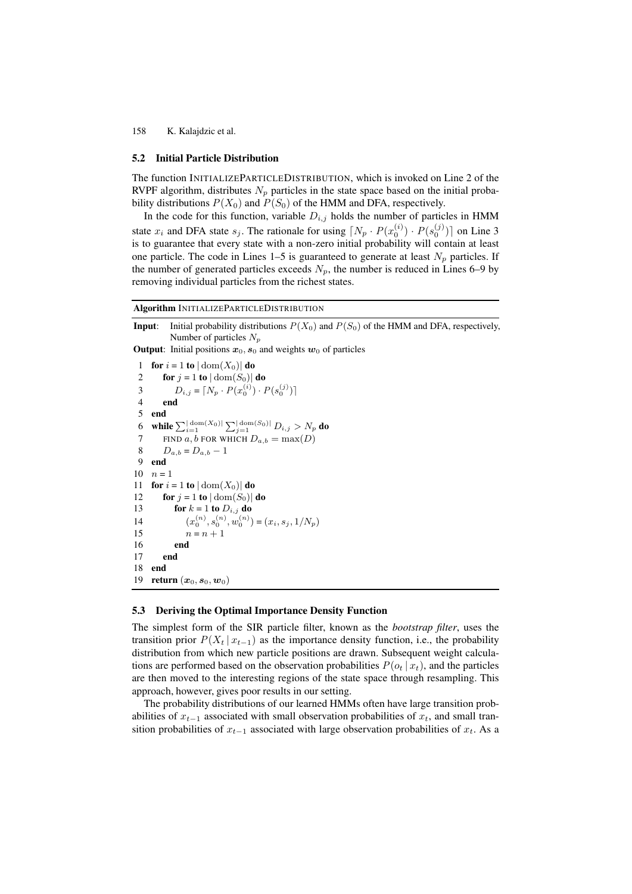## 5.2 Initial Particle Distribution

The function INITIALIZEPARTICLEDISTRIBUTION, which is invoked on Line 2 of the RVPF algorithm, distributes $N_p$ particles in the state space based on the initial probability distributions $P(X_0)$ and $P(S_0)$ of the HMM and DFA, respectively.

In the code for this function, variable $D_{i,j}$ holds the number of particles in HMM state $x_i$ and DFA state $s_j$. The rationale for using $\lceil N_p \cdot P(x_0^{(i)}) \cdot P(s_0^{(j)}) \rceil$ on Line 3 is to guarantee that every state with a non-zero initial probability will contain at least one particle. The code in Lines 1–5 is guaranteed to generate at least $N_p$ particles. If the number of generated particles exceeds $N_p$, the number is reduced in Lines 6–9 by removing individual particles from the richest states.

**Algorithm** INITIALIZEPARTICLEDISTRIBUTION

**Input**: Initial probability distributions $P(X_0)$ and $P(S_0)$ of the HMM and DFA, respectively, Number of particles $N_p$

**Output**: Initial positions $\boldsymbol{x}_0, \boldsymbol{s}_0$ and weights $\boldsymbol{w}_0$ of particles

```
1   for i = 1 to |dom(X_0)| do
2       for j = 1 to |dom(S_0)| do
3           D_{i,j} = ⌈N_p · P(x_0^(i)) · P(s_0^(j))⌉
4       end
5   end
6   while Σ_{i=1}^{|dom(X_0)|} Σ_{j=1}^{|dom(S_0)|} D_{i,j} > N_p do
7       FIND a, b FOR WHICH D_{a,b} = max(D)
8       D_{a,b} = D_{a,b} − 1
9   end
10  n = 1
11  for i = 1 to |dom(X_0)| do
12      for j = 1 to |dom(S_0)| do
13          for k = 1 to D_{i,j} do
14              (x_0^(n), s_0^(n), w_0^(n)) = (x_i, s_j, 1/N_p)
15              n = n + 1
16          end
17      end
18  end
19  return (x_0, s_0, w_0)
```

## 5.3 Deriving the Optimal Importance Density Function

The simplest form of the SIR particle filter, known as the *bootstrap filter*, uses the transition prior $P(X_t \mid x_{t-1})$ as the importance density function, i.e., the probability distribution from which new particle positions are drawn. Subsequent weight calculations are performed based on the observation probabilities $P(o_t \mid x_t)$, and the particles are then moved to the interesting regions of the state space through resampling. This approach, however, gives poor results in our setting.

The probability distributions of our learned HMMs often have large transition probabilities of $x_{t-1}$ associated with small observation probabilities of $x_t$, and small transition probabilities of $x_{t-1}$ associated with large observation probabilities of $x_t$. As a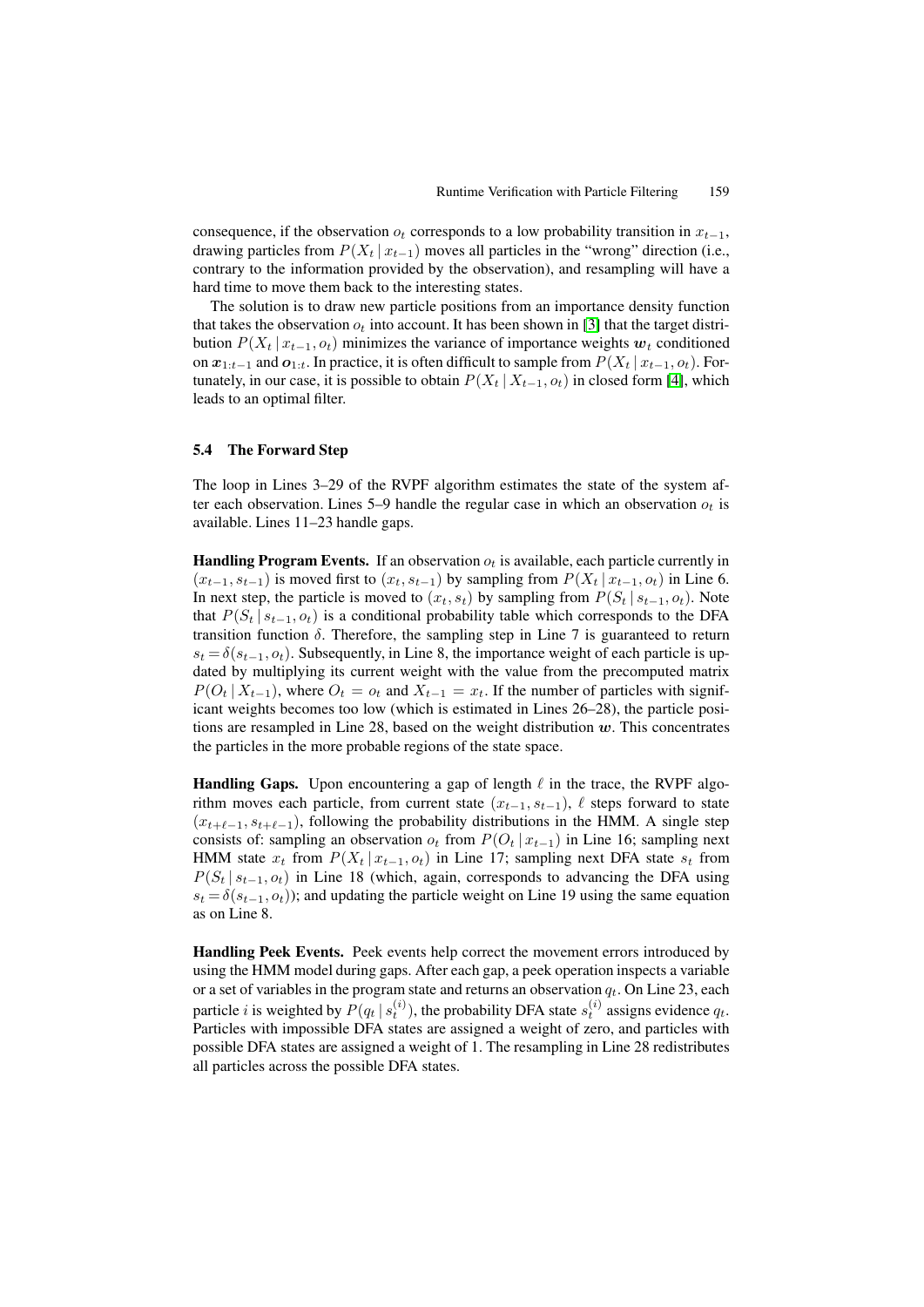consequence, if the observation $o_t$ corresponds to a low probability transition in $x_{t-1}$, drawing particles from $P(X_t \mid x_{t-1})$ moves all particles in the "wrong" direction (i.e., contrary to the information provided by the observation), and resampling will have a hard time to move them back to the interesting states.

The solution is to draw new particle positions from an importance density function that takes the observation $o_t$ into account. It has been shown in [3] that the target distribution $P(X_t \mid x_{t-1}, o_t)$ minimizes the variance of importance weights $\boldsymbol{w}_t$ conditioned on $\boldsymbol{x}_{1:t-1}$ and $\boldsymbol{o}_{1:t}$. In practice, it is often difficult to sample from $P(X_t \mid x_{t-1}, o_t)$. Fortunately, in our case, it is possible to obtain $P(X_t \mid X_{t-1}, o_t)$ in closed form [4], which leads to an optimal filter.

### 5.4 The Forward Step

The loop in Lines 3–29 of the RVPF algorithm estimates the state of the system after each observation. Lines 5–9 handle the regular case in which an observation $o_t$ is available. Lines 11–23 handle gaps.

**Handling Program Events.** If an observation $o_t$ is available, each particle currently in $(x_{t-1}, s_{t-1})$ is moved first to $(x_t, s_{t-1})$ by sampling from $P(X_t \mid x_{t-1}, o_t)$ in Line 6. In next step, the particle is moved to $(x_t, s_t)$ by sampling from $P(S_t \mid s_{t-1}, o_t)$. Note that $P(S_t \mid s_{t-1}, o_t)$ is a conditional probability table which corresponds to the DFA transition function $\delta$. Therefore, the sampling step in Line 7 is guaranteed to return $s_t = \delta(s_{t-1}, o_t)$. Subsequently, in Line 8, the importance weight of each particle is updated by multiplying its current weight with the value from the precomputed matrix $P(O_t \mid X_{t-1})$, where $O_t = o_t$ and $X_{t-1} = x_t$. If the number of particles with significant weights becomes too low (which is estimated in Lines 26–28), the particle positions are resampled in Line 28, based on the weight distribution $\boldsymbol{w}$. This concentrates the particles in the more probable regions of the state space.

**Handling Gaps.** Upon encountering a gap of length $\ell$ in the trace, the RVPF algorithm moves each particle, from current state $(x_{t-1}, s_{t-1})$, $\ell$ steps forward to state $(x_{t+\ell-1}, s_{t+\ell-1})$, following the probability distributions in the HMM. A single step consists of: sampling an observation $o_t$ from $P(O_t \mid x_{t-1})$ in Line 16; sampling next HMM state $x_t$ from $P(X_t \mid x_{t-1}, o_t)$ in Line 17; sampling next DFA state $s_t$ from $P(S_t \mid s_{t-1}, o_t)$ in Line 18 (which, again, corresponds to advancing the DFA using $s_t = \delta(s_{t-1}, o_t)$); and updating the particle weight on Line 19 using the same equation as on Line 8.

**Handling Peek Events.** Peek events help correct the movement errors introduced by using the HMM model during gaps. After each gap, a peek operation inspects a variable or a set of variables in the program state and returns an observation $q_t$. On Line 23, each particle $i$ is weighted by $P(q_t \mid s_t^{(i)})$, the probability DFA state $s_t^{(i)}$ assigns evidence $q_t$. Particles with impossible DFA states are assigned a weight of zero, and particles with possible DFA states are assigned a weight of 1. The resampling in Line 28 redistributes all particles across the possible DFA states.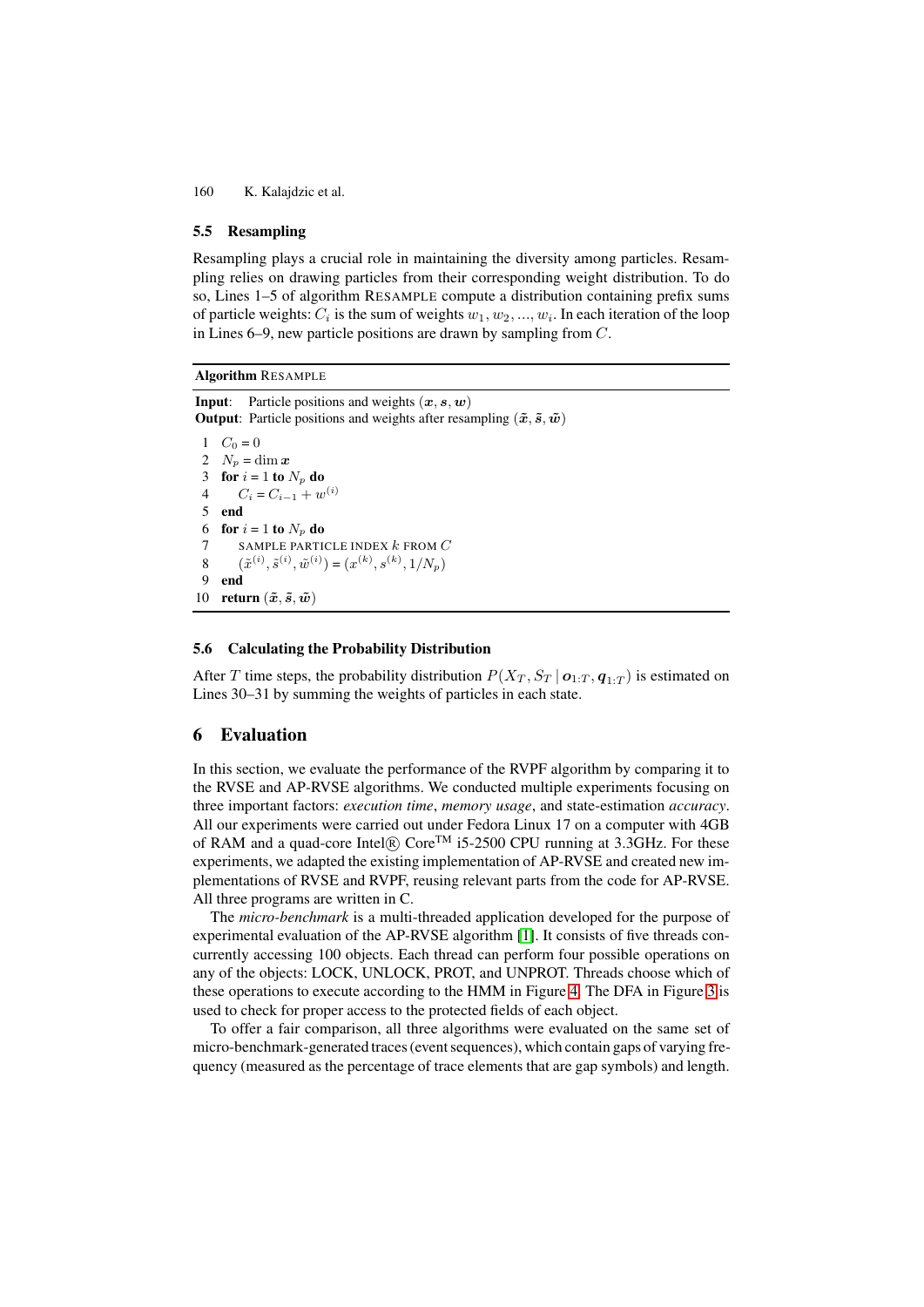### 5.5 Resampling

Resampling plays a crucial role in maintaining the diversity among particles. Resampling relies on drawing particles from their corresponding weight distribution. To do so, Lines 1–5 of algorithm RESAMPLE compute a distribution containing prefix sums of particle weights: $C_i$ is the sum of weights $w_1, w_2, ..., w_i$. In each iteration of the loop in Lines 6–9, new particle positions are drawn by sampling from $C$.

---

**Algorithm** RESAMPLE

---

**Input**: Particle positions and weights $(\boldsymbol{x}, \boldsymbol{s}, \boldsymbol{w})$
**Output**: Particle positions and weights after resampling $(\tilde{\boldsymbol{x}}, \tilde{\boldsymbol{s}}, \tilde{\boldsymbol{w}})$

1 $C_0 = 0$
2 $N_p = \dim \boldsymbol{x}$
3 **for** $i = 1$ **to** $N_p$ **do**
4 $\quad C_i = C_{i-1} + w^{(i)}$
5 **end**
6 **for** $i = 1$ **to** $N_p$ **do**
7 $\quad$ SAMPLE PARTICLE INDEX $k$ FROM $C$
8 $\quad (\tilde{x}^{(i)}, \tilde{s}^{(i)}, \tilde{w}^{(i)}) = (x^{(k)}, s^{(k)}, 1/N_p)$
9 **end**
10 **return** $(\tilde{\boldsymbol{x}}, \tilde{\boldsymbol{s}}, \tilde{\boldsymbol{w}})$

---

### 5.6 Calculating the Probability Distribution

After $T$ time steps, the probability distribution $P(X_T, S_T \mid \boldsymbol{o}_{1:T}, \boldsymbol{q}_{1:T})$ is estimated on Lines 30–31 by summing the weights of particles in each state.

## 6 Evaluation

In this section, we evaluate the performance of the RVPF algorithm by comparing it to the RVSE and AP-RVSE algorithms. We conducted multiple experiments focusing on three important factors: *execution time*, *memory usage*, and state-estimation *accuracy*. All our experiments were carried out under Fedora Linux 17 on a computer with 4GB of RAM and a quad-core Intel® Core™ i5-2500 CPU running at 3.3GHz. For these experiments, we adapted the existing implementation of AP-RVSE and created new implementations of RVSE and RVPF, reusing relevant parts from the code for AP-RVSE. All three programs are written in C.

The *micro-benchmark* is a multi-threaded application developed for the purpose of experimental evaluation of the AP-RVSE algorithm [1]. It consists of five threads concurrently accessing 100 objects. Each thread can perform four possible operations on any of the objects: LOCK, UNLOCK, PROT, and UNPROT. Threads choose which of these operations to execute according to the HMM in Figure 4. The DFA in Figure 3 is used to check for proper access to the protected fields of each object.

To offer a fair comparison, all three algorithms were evaluated on the same set of micro-benchmark-generated traces (event sequences), which contain gaps of varying frequency (measured as the percentage of trace elements that are gap symbols) and length.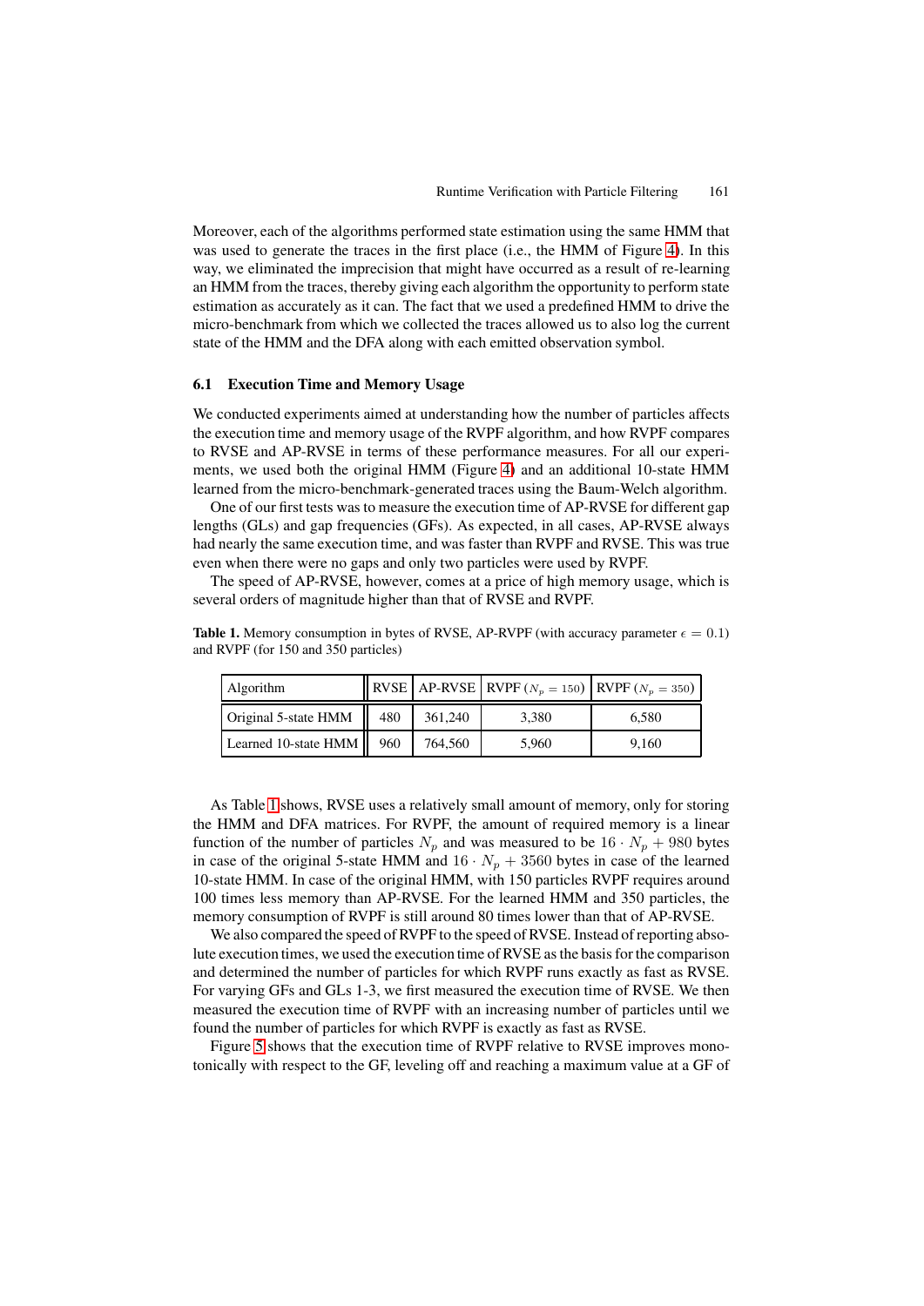Moreover, each of the algorithms performed state estimation using the same HMM that was used to generate the traces in the first place (i.e., the HMM of Figure 4). In this way, we eliminated the imprecision that might have occurred as a result of re-learning an HMM from the traces, thereby giving each algorithm the opportunity to perform state estimation as accurately as it can. The fact that we used a predefined HMM to drive the micro-benchmark from which we collected the traces allowed us to also log the current state of the HMM and the DFA along with each emitted observation symbol.

### 6.1 Execution Time and Memory Usage

We conducted experiments aimed at understanding how the number of particles affects the execution time and memory usage of the RVPF algorithm, and how RVPF compares to RVSE and AP-RVSE in terms of these performance measures. For all our experiments, we used both the original HMM (Figure 4) and an additional 10-state HMM learned from the micro-benchmark-generated traces using the Baum-Welch algorithm.

One of our first tests was to measure the execution time of AP-RVSE for different gap lengths (GLs) and gap frequencies (GFs). As expected, in all cases, AP-RVSE always had nearly the same execution time, and was faster than RVPF and RVSE. This was true even when there were no gaps and only two particles were used by RVPF.

The speed of AP-RVSE, however, comes at a price of high memory usage, which is several orders of magnitude higher than that of RVSE and RVPF.

**Table 1.** Memory consumption in bytes of RVSE, AP-RVPF (with accuracy parameter $\epsilon = 0.1$) and RVPF (for 150 and 350 particles)

| Algorithm | RVSE | AP-RVSE | RVPF ($N_p = 150$) | RVPF ($N_p = 350$) |
|---|---|---|---|---|
| Original 5-state HMM | 480 | 361,240 | 3,380 | 6,580 |
| Learned 10-state HMM | 960 | 764,560 | 5,960 | 9,160 |

As Table 1 shows, RVSE uses a relatively small amount of memory, only for storing the HMM and DFA matrices. For RVPF, the amount of required memory is a linear function of the number of particles $N_p$ and was measured to be $16 \cdot N_p + 980$ bytes in case of the original 5-state HMM and $16 \cdot N_p + 3560$ bytes in case of the learned 10-state HMM. In case of the original HMM, with 150 particles RVPF requires around 100 times less memory than AP-RVSE. For the learned HMM and 350 particles, the memory consumption of RVPF is still around 80 times lower than that of AP-RVSE.

We also compared the speed of RVPF to the speed of RVSE. Instead of reporting absolute execution times, we used the execution time of RVSE as the basis for the comparison and determined the number of particles for which RVPF runs exactly as fast as RVSE. For varying GFs and GLs 1-3, we first measured the execution time of RVSE. We then measured the execution time of RVPF with an increasing number of particles until we found the number of particles for which RVPF is exactly as fast as RVSE.

Figure 5 shows that the execution time of RVPF relative to RVSE improves monotonically with respect to the GF, leveling off and reaching a maximum value at a GF of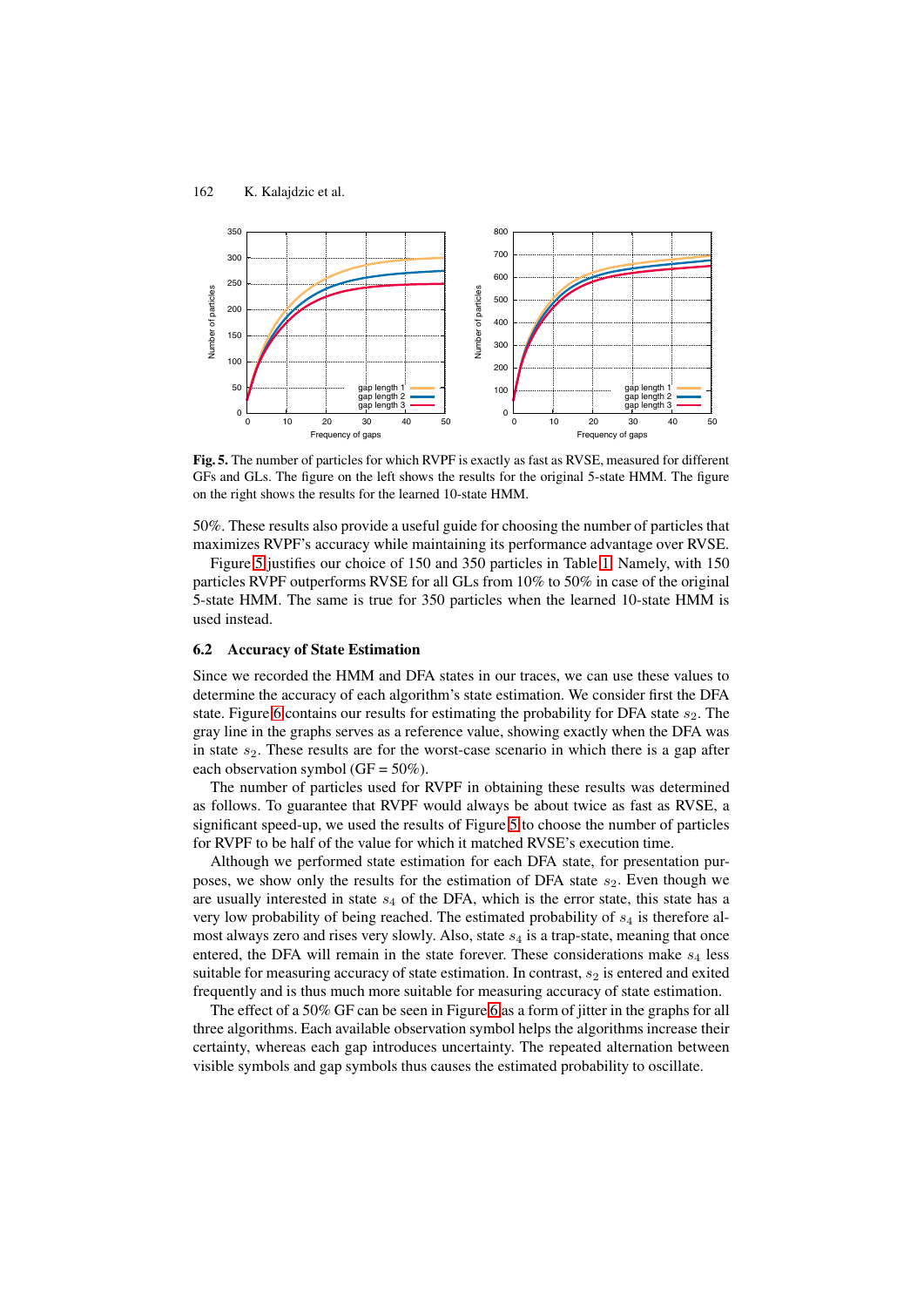**Fig. 5.** The number of particles for which RVPF is exactly as fast as RVSE, measured for different GFs and GLs. The figure on the left shows the results for the original 5-state HMM. The figure on the right shows the results for the learned 10-state HMM.

50%. These results also provide a useful guide for choosing the number of particles that maximizes RVPF's accuracy while maintaining its performance advantage over RVSE.

Figure 5 justifies our choice of 150 and 350 particles in Table 1. Namely, with 150 particles RVPF outperforms RVSE for all GLs from 10% to 50% in case of the original 5-state HMM. The same is true for 350 particles when the learned 10-state HMM is used instead.

### 6.2 Accuracy of State Estimation

Since we recorded the HMM and DFA states in our traces, we can use these values to determine the accuracy of each algorithm's state estimation. We consider first the DFA state. Figure 6 contains our results for estimating the probability for DFA state $s_2$. The gray line in the graphs serves as a reference value, showing exactly when the DFA was in state $s_2$. These results are for the worst-case scenario in which there is a gap after each observation symbol (GF = 50%).

The number of particles used for RVPF in obtaining these results was determined as follows. To guarantee that RVPF would always be about twice as fast as RVSE, a significant speed-up, we used the results of Figure 5 to choose the number of particles for RVPF to be half of the value for which it matched RVSE's execution time.

Although we performed state estimation for each DFA state, for presentation purposes, we show only the results for the estimation of DFA state $s_2$. Even though we are usually interested in state $s_4$ of the DFA, which is the error state, this state has a very low probability of being reached. The estimated probability of $s_4$ is therefore almost always zero and rises very slowly. Also, state $s_4$ is a trap-state, meaning that once entered, the DFA will remain in the state forever. These considerations make $s_4$ less suitable for measuring accuracy of state estimation. In contrast, $s_2$ is entered and exited frequently and is thus much more suitable for measuring accuracy of state estimation.

The effect of a 50% GF can be seen in Figure 6 as a form of jitter in the graphs for all three algorithms. Each available observation symbol helps the algorithms increase their certainty, whereas each gap introduces uncertainty. The repeated alternation between visible symbols and gap symbols thus causes the estimated probability to oscillate.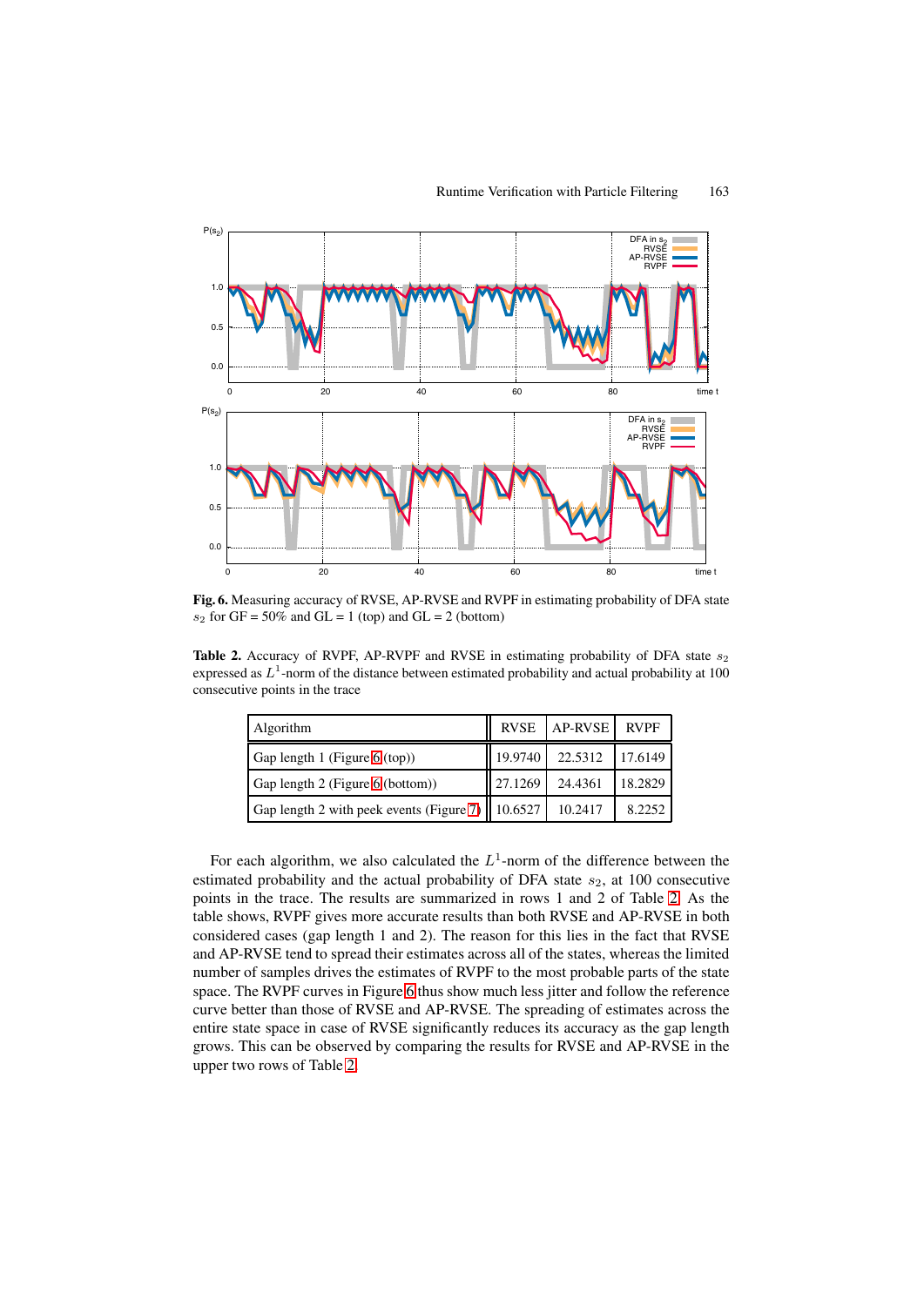**Fig. 6.** Measuring accuracy of RVSE, AP-RVSE and RVPF in estimating probability of DFA state $s_2$ for GF = 50% and GL = 1 (top) and GL = 2 (bottom)

**Table 2.** Accuracy of RVPF, AP-RVPF and RVSE in estimating probability of DFA state $s_2$ expressed as $L^1$-norm of the distance between estimated probability and actual probability at 100 consecutive points in the trace

| Algorithm | RVSE | AP-RVSE | RVPF |
|---|---|---|---|
| Gap length 1 (Figure 6 (top)) | 19.9740 | 22.5312 | 17.6149 |
| Gap length 2 (Figure 6 (bottom)) | 27.1269 | 24.4361 | 18.2829 |
| Gap length 2 with peek events (Figure 7) | 10.6527 | 10.2417 | 8.2252 |

For each algorithm, we also calculated the $L^1$-norm of the difference between the estimated probability and the actual probability of DFA state $s_2$, at 100 consecutive points in the trace. The results are summarized in rows 1 and 2 of Table 2. As the table shows, RVPF gives more accurate results than both RVSE and AP-RVSE in both considered cases (gap length 1 and 2). The reason for this lies in the fact that RVSE and AP-RVSE tend to spread their estimates across all of the states, whereas the limited number of samples drives the estimates of RVPF to the most probable parts of the state space. The RVPF curves in Figure 6 thus show much less jitter and follow the reference curve better than those of RVSE and AP-RVSE. The spreading of estimates across the entire state space in case of RVSE significantly reduces its accuracy as the gap length grows. This can be observed by comparing the results for RVSE and AP-RVSE in the upper two rows of Table 2.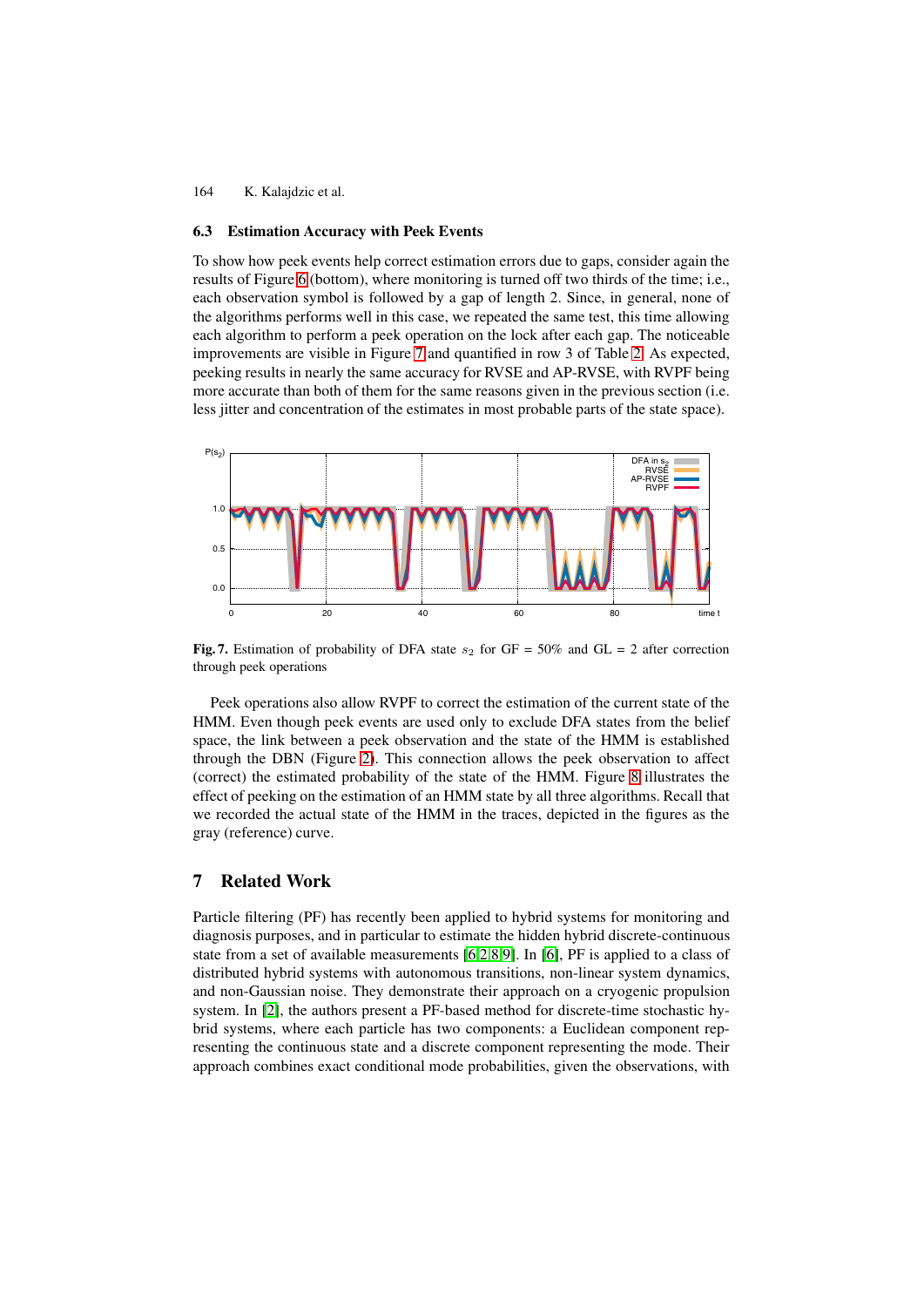### 6.3 Estimation Accuracy with Peek Events

To show how peek events help correct estimation errors due to gaps, consider again the results of Figure 6 (bottom), where monitoring is turned off two thirds of the time; i.e., each observation symbol is followed by a gap of length 2. Since, in general, none of the algorithms performs well in this case, we repeated the same test, this time allowing each algorithm to perform a peek operation on the lock after each gap. The noticeable improvements are visible in Figure 7 and quantified in row 3 of Table 2. As expected, peeking results in nearly the same accuracy for RVSE and AP-RVSE, with RVPF being more accurate than both of them for the same reasons given in the previous section (i.e. less jitter and concentration of the estimates in most probable parts of the state space).

**Fig. 7.** Estimation of probability of DFA state $s_2$ for GF = 50% and GL = 2 after correction through peek operations

Peek operations also allow RVPF to correct the estimation of the current state of the HMM. Even though peek events are used only to exclude DFA states from the belief space, the link between a peek observation and the state of the HMM is established through the DBN (Figure 2). This connection allows the peek observation to affect (correct) the estimated probability of the state of the HMM. Figure 8 illustrates the effect of peeking on the estimation of an HMM state by all three algorithms. Recall that we recorded the actual state of the HMM in the traces, depicted in the figures as the gray (reference) curve.

## 7 Related Work

Particle filtering (PF) has recently been applied to hybrid systems for monitoring and diagnosis purposes, and in particular to estimate the hidden hybrid discrete-continuous state from a set of available measurements [6,2,8,9]. In [6], PF is applied to a class of distributed hybrid systems with autonomous transitions, non-linear system dynamics, and non-Gaussian noise. They demonstrate their approach on a cryogenic propulsion system. In [2], the authors present a PF-based method for discrete-time stochastic hybrid systems, where each particle has two components: a Euclidean component representing the continuous state and a discrete component representing the mode. Their approach combines exact conditional mode probabilities, given the observations, with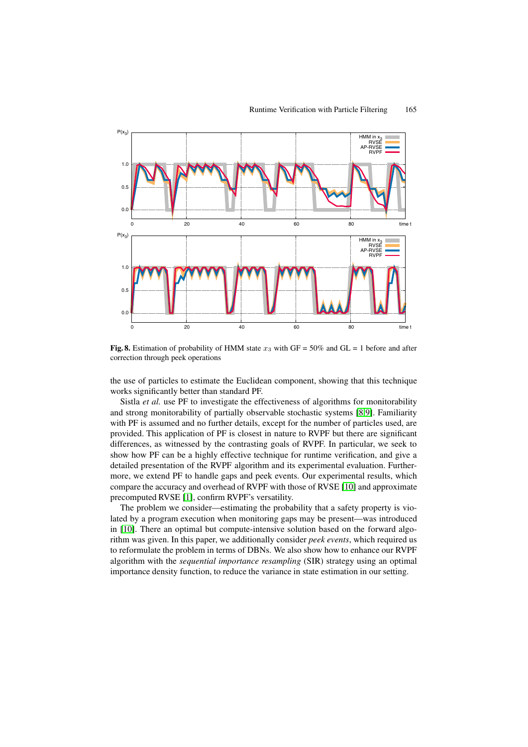**Fig. 8.** Estimation of probability of HMM state $x_3$ with GF = 50% and GL = 1 before and after correction through peek operations

the use of particles to estimate the Euclidean component, showing that this technique works significantly better than standard PF.

Sistla *et al.* use PF to investigate the effectiveness of algorithms for monitorability and strong monitorability of partially observable stochastic systems [8,9]. Familiarity with PF is assumed and no further details, except for the number of particles used, are provided. This application of PF is closest in nature to RVPF but there are significant differences, as witnessed by the contrasting goals of RVPF. In particular, we seek to show how PF can be a highly effective technique for runtime verification, and give a detailed presentation of the RVPF algorithm and its experimental evaluation. Furthermore, we extend PF to handle gaps and peek events. Our experimental results, which compare the accuracy and overhead of RVPF with those of RVSE [10] and approximate precomputed RVSE [1], confirm RVPF's versatility.

The problem we consider—estimating the probability that a safety property is violated by a program execution when monitoring gaps may be present—was introduced in [10]. There an optimal but compute-intensive solution based on the forward algorithm was given. In this paper, we additionally consider *peek events*, which required us to reformulate the problem in terms of DBNs. We also show how to enhance our RVPF algorithm with the *sequential importance resampling* (SIR) strategy using an optimal importance density function, to reduce the variance in state estimation in our setting.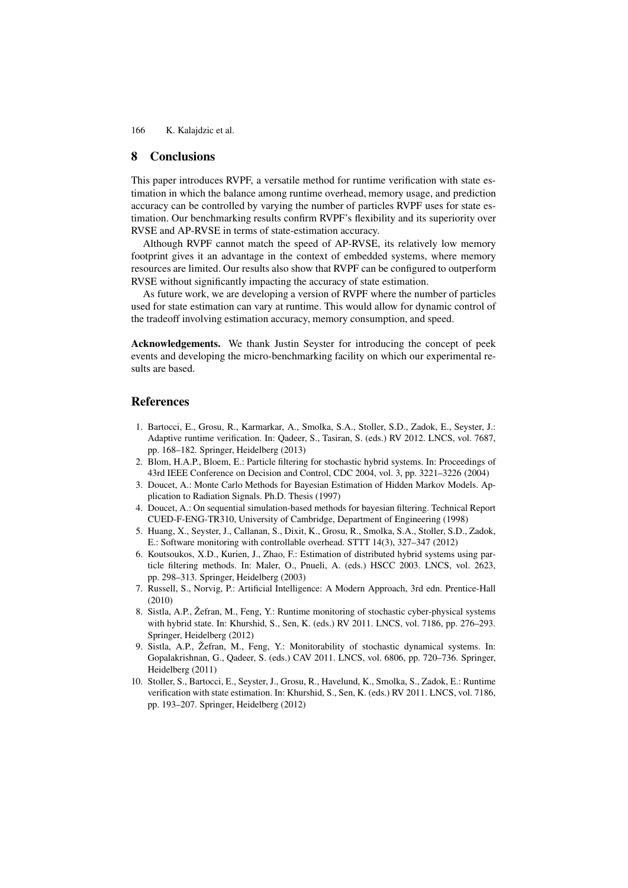## 8 Conclusions

This paper introduces RVPF, a versatile method for runtime verification with state estimation in which the balance among runtime overhead, memory usage, and prediction accuracy can be controlled by varying the number of particles RVPF uses for state estimation. Our benchmarking results confirm RVPF's flexibility and its superiority over RVSE and AP-RVSE in terms of state-estimation accuracy.

Although RVPF cannot match the speed of AP-RVSE, its relatively low memory footprint gives it an advantage in the context of embedded systems, where memory resources are limited. Our results also show that RVPF can be configured to outperform RVSE without significantly impacting the accuracy of state estimation.

As future work, we are developing a version of RVPF where the number of particles used for state estimation can vary at runtime. This would allow for dynamic control of the tradeoff involving estimation accuracy, memory consumption, and speed.

**Acknowledgements.** We thank Justin Seyster for introducing the concept of peek events and developing the micro-benchmarking facility on which our experimental results are based.

## References

1. Bartocci, E., Grosu, R., Karmarkar, A., Smolka, S.A., Stoller, S.D., Zadok, E., Seyster, J.: Adaptive runtime verification. In: Qadeer, S., Tasiran, S. (eds.) RV 2012. LNCS, vol. 7687, pp. 168–182. Springer, Heidelberg (2013)
2. Blom, H.A.P., Bloem, E.: Particle filtering for stochastic hybrid systems. In: Proceedings of 43rd IEEE Conference on Decision and Control, CDC 2004, vol. 3, pp. 3221–3226 (2004)
3. Doucet, A.: Monte Carlo Methods for Bayesian Estimation of Hidden Markov Models. Application to Radiation Signals. Ph.D. Thesis (1997)
4. Doucet, A.: On sequential simulation-based methods for bayesian filtering. Technical Report CUED-F-ENG-TR310, University of Cambridge, Department of Engineering (1998)
5. Huang, X., Seyster, J., Callanan, S., Dixit, K., Grosu, R., Smolka, S.A., Stoller, S.D., Zadok, E.: Software monitoring with controllable overhead. STTT 14(3), 327–347 (2012)
6. Koutsoukos, X.D., Kurien, J., Zhao, F.: Estimation of distributed hybrid systems using particle filtering methods. In: Maler, O., Pnueli, A. (eds.) HSCC 2003. LNCS, vol. 2623, pp. 298–313. Springer, Heidelberg (2003)
7. Russell, S., Norvig, P.: Artificial Intelligence: A Modern Approach, 3rd edn. Prentice-Hall (2010)
8. Sistla, A.P., Žefran, M., Feng, Y.: Runtime monitoring of stochastic cyber-physical systems with hybrid state. In: Khurshid, S., Sen, K. (eds.) RV 2011. LNCS, vol. 7186, pp. 276–293. Springer, Heidelberg (2012)
9. Sistla, A.P., Žefran, M., Feng, Y.: Monitorability of stochastic dynamical systems. In: Gopalakrishnan, G., Qadeer, S. (eds.) CAV 2011. LNCS, vol. 6806, pp. 720–736. Springer, Heidelberg (2011)
10. Stoller, S., Bartocci, E., Seyster, J., Grosu, R., Havelund, K., Smolka, S., Zadok, E.: Runtime verification with state estimation. In: Khurshid, S., Sen, K. (eds.) RV 2011. LNCS, vol. 7186, pp. 193–207. Springer, Heidelberg (2012)